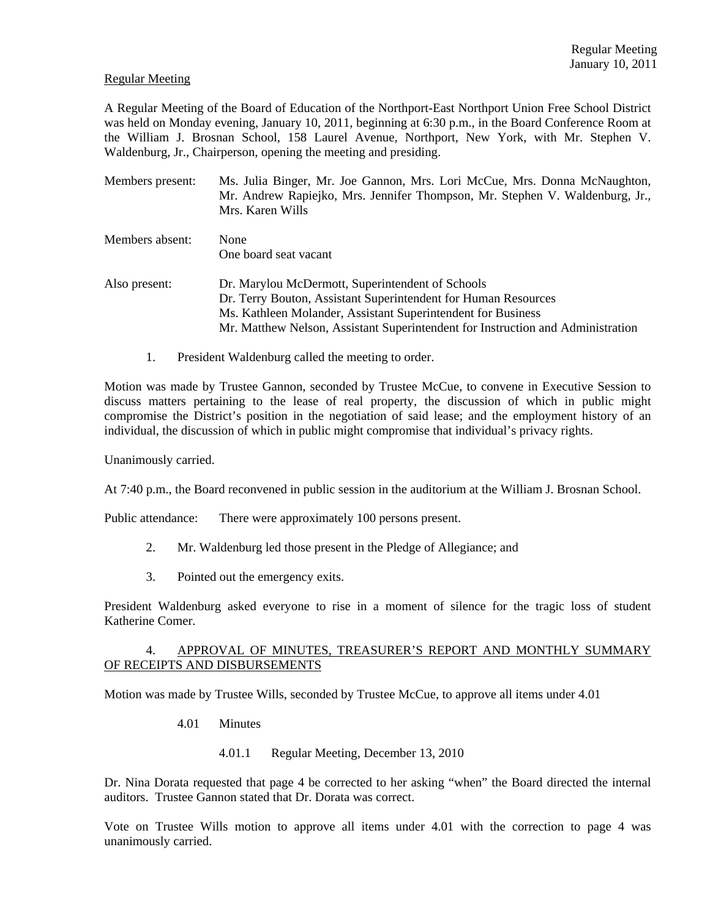Regular Meeting

A Regular Meeting of the Board of Education of the Northport-East Northport Union Free School District was held on Monday evening, January 10, 2011, beginning at 6:30 p.m., in the Board Conference Room at the William J. Brosnan School, 158 Laurel Avenue, Northport, New York, with Mr. Stephen V. Waldenburg, Jr., Chairperson, opening the meeting and presiding.

| | |
|---|---|
| Members present: | Ms. Julia Binger, Mr. Joe Gannon, Mrs. Lori McCue, Mrs. Donna McNaughton, Mr. Andrew Rapiejko, Mrs. Jennifer Thompson, Mr. Stephen V. Waldenburg, Jr., Mrs. Karen Wills |
| Members absent: | None<br>One board seat vacant |
| Also present: | Dr. Marylou McDermott, Superintendent of Schools<br>Dr. Terry Bouton, Assistant Superintendent for Human Resources<br>Ms. Kathleen Molander, Assistant Superintendent for Business<br>Mr. Matthew Nelson, Assistant Superintendent for Instruction and Administration |

1. President Waldenburg called the meeting to order.

Motion was made by Trustee Gannon, seconded by Trustee McCue, to convene in Executive Session to discuss matters pertaining to the lease of real property, the discussion of which in public might compromise the District's position in the negotiation of said lease; and the employment history of an individual, the discussion of which in public might compromise that individual's privacy rights.

Unanimously carried.

At 7:40 p.m., the Board reconvened in public session in the auditorium at the William J. Brosnan School.

Public attendance: There were approximately 100 persons present.

2. Mr. Waldenburg led those present in the Pledge of Allegiance; and

3. Pointed out the emergency exits.

President Waldenburg asked everyone to rise in a moment of silence for the tragic loss of student Katherine Comer.

4. APPROVAL OF MINUTES, TREASURER'S REPORT AND MONTHLY SUMMARY OF RECEIPTS AND DISBURSEMENTS

Motion was made by Trustee Wills, seconded by Trustee McCue, to approve all items under 4.01

4.01 Minutes

4.01.1 Regular Meeting, December 13, 2010

Dr. Nina Dorata requested that page 4 be corrected to her asking "when" the Board directed the internal auditors. Trustee Gannon stated that Dr. Dorata was correct.

Vote on Trustee Wills motion to approve all items under 4.01 with the correction to page 4 was unanimously carried.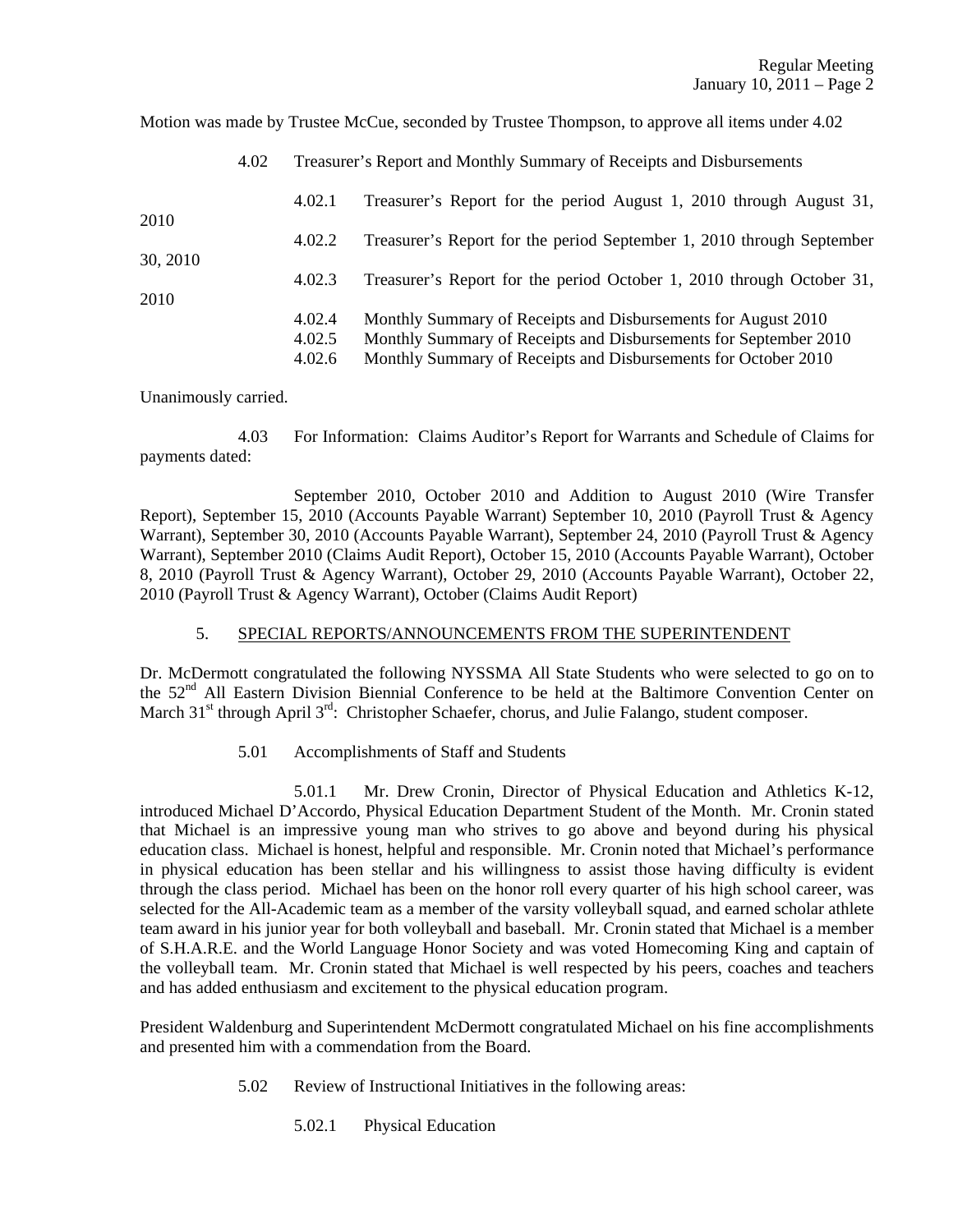Motion was made by Trustee McCue, seconded by Trustee Thompson, to approve all items under 4.02

4.02 Treasurer's Report and Monthly Summary of Receipts and Disbursements

- 4.02.1 Treasurer's Report for the period August 1, 2010 through August 31, 2010
- 4.02.2 Treasurer's Report for the period September 1, 2010 through September 30, 2010
- 4.02.3 Treasurer's Report for the period October 1, 2010 through October 31, 2010
- 4.02.4 Monthly Summary of Receipts and Disbursements for August 2010
- 4.02.5 Monthly Summary of Receipts and Disbursements for September 2010
- 4.02.6 Monthly Summary of Receipts and Disbursements for October 2010

Unanimously carried.

4.03 For Information: Claims Auditor's Report for Warrants and Schedule of Claims for payments dated:

September 2010, October 2010 and Addition to August 2010 (Wire Transfer Report), September 15, 2010 (Accounts Payable Warrant) September 10, 2010 (Payroll Trust & Agency Warrant), September 30, 2010 (Accounts Payable Warrant), September 24, 2010 (Payroll Trust & Agency Warrant), September 2010 (Claims Audit Report), October 15, 2010 (Accounts Payable Warrant), October 8, 2010 (Payroll Trust & Agency Warrant), October 29, 2010 (Accounts Payable Warrant), October 22, 2010 (Payroll Trust & Agency Warrant), October (Claims Audit Report)

## 5. SPECIAL REPORTS/ANNOUNCEMENTS FROM THE SUPERINTENDENT

Dr. McDermott congratulated the following NYSSMA All State Students who were selected to go on to the 52nd All Eastern Division Biennial Conference to be held at the Baltimore Convention Center on March 31st through April 3rd: Christopher Schaefer, chorus, and Julie Falango, student composer.

5.01 Accomplishments of Staff and Students

5.01.1 Mr. Drew Cronin, Director of Physical Education and Athletics K-12, introduced Michael D'Accordo, Physical Education Department Student of the Month. Mr. Cronin stated that Michael is an impressive young man who strives to go above and beyond during his physical education class. Michael is honest, helpful and responsible. Mr. Cronin noted that Michael's performance in physical education has been stellar and his willingness to assist those having difficulty is evident through the class period. Michael has been on the honor roll every quarter of his high school career, was selected for the All-Academic team as a member of the varsity volleyball squad, and earned scholar athlete team award in his junior year for both volleyball and baseball. Mr. Cronin stated that Michael is a member of S.H.A.R.E. and the World Language Honor Society and was voted Homecoming King and captain of the volleyball team. Mr. Cronin stated that Michael is well respected by his peers, coaches and teachers and has added enthusiasm and excitement to the physical education program.

President Waldenburg and Superintendent McDermott congratulated Michael on his fine accomplishments and presented him with a commendation from the Board.

5.02 Review of Instructional Initiatives in the following areas:

5.02.1 Physical Education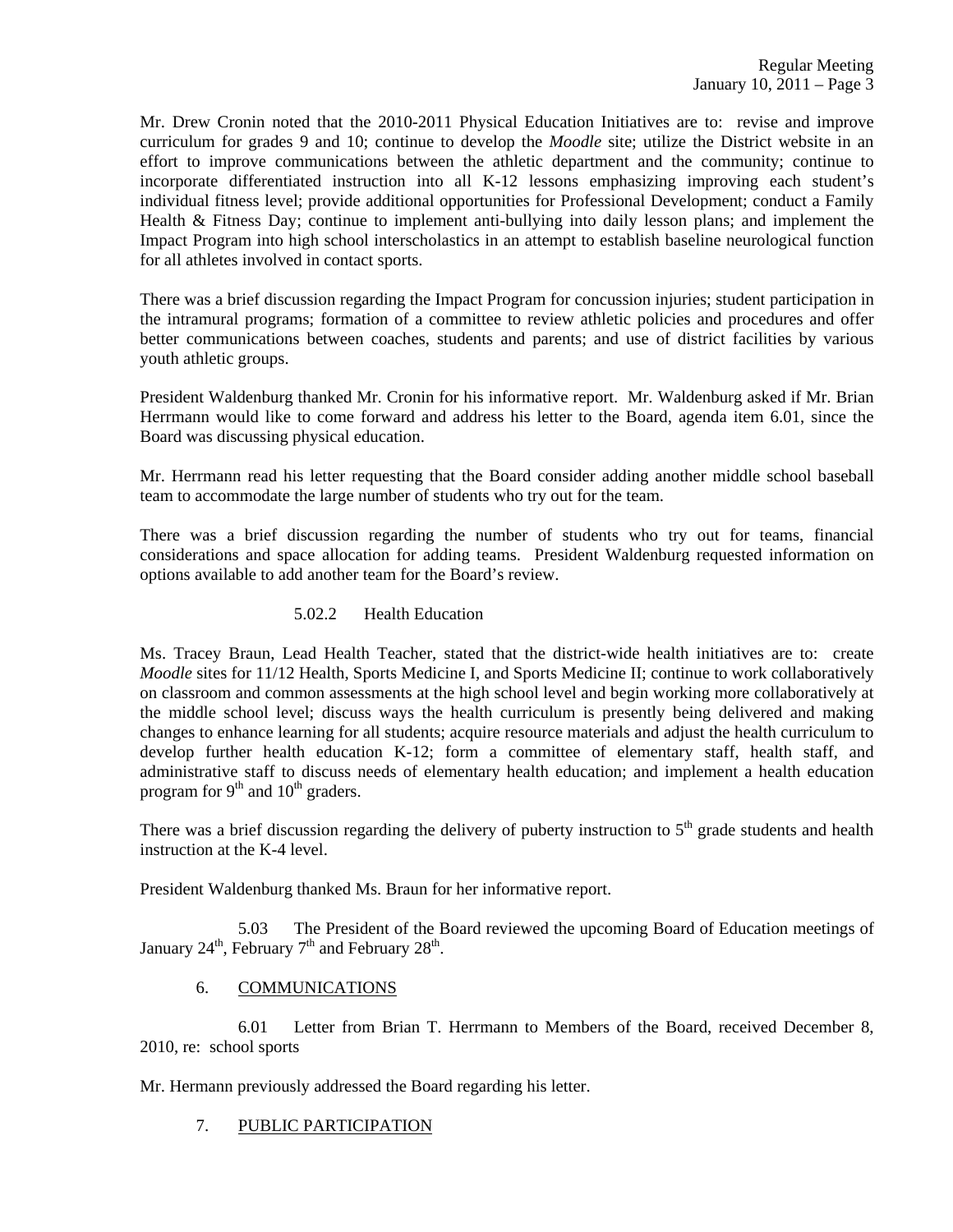Mr. Drew Cronin noted that the 2010-2011 Physical Education Initiatives are to: revise and improve curriculum for grades 9 and 10; continue to develop the *Moodle* site; utilize the District website in an effort to improve communications between the athletic department and the community; continue to incorporate differentiated instruction into all K-12 lessons emphasizing improving each student's individual fitness level; provide additional opportunities for Professional Development; conduct a Family Health & Fitness Day; continue to implement anti-bullying into daily lesson plans; and implement the Impact Program into high school interscholastics in an attempt to establish baseline neurological function for all athletes involved in contact sports.

There was a brief discussion regarding the Impact Program for concussion injuries; student participation in the intramural programs; formation of a committee to review athletic policies and procedures and offer better communications between coaches, students and parents; and use of district facilities by various youth athletic groups.

President Waldenburg thanked Mr. Cronin for his informative report. Mr. Waldenburg asked if Mr. Brian Herrmann would like to come forward and address his letter to the Board, agenda item 6.01, since the Board was discussing physical education.

Mr. Herrmann read his letter requesting that the Board consider adding another middle school baseball team to accommodate the large number of students who try out for the team.

There was a brief discussion regarding the number of students who try out for teams, financial considerations and space allocation for adding teams. President Waldenburg requested information on options available to add another team for the Board's review.

5.02.2 Health Education

Ms. Tracey Braun, Lead Health Teacher, stated that the district-wide health initiatives are to: create *Moodle* sites for 11/12 Health, Sports Medicine I, and Sports Medicine II; continue to work collaboratively on classroom and common assessments at the high school level and begin working more collaboratively at the middle school level; discuss ways the health curriculum is presently being delivered and making changes to enhance learning for all students; acquire resource materials and adjust the health curriculum to develop further health education K-12; form a committee of elementary staff, health staff, and administrative staff to discuss needs of elementary health education; and implement a health education program for 9th and 10th graders.

There was a brief discussion regarding the delivery of puberty instruction to 5th grade students and health instruction at the K-4 level.

President Waldenburg thanked Ms. Braun for her informative report.

5.03 The President of the Board reviewed the upcoming Board of Education meetings of January 24th, February 7th and February 28th.

6. COMMUNICATIONS

6.01 Letter from Brian T. Herrmann to Members of the Board, received December 8, 2010, re: school sports

Mr. Hermann previously addressed the Board regarding his letter.

7. PUBLIC PARTICIPATION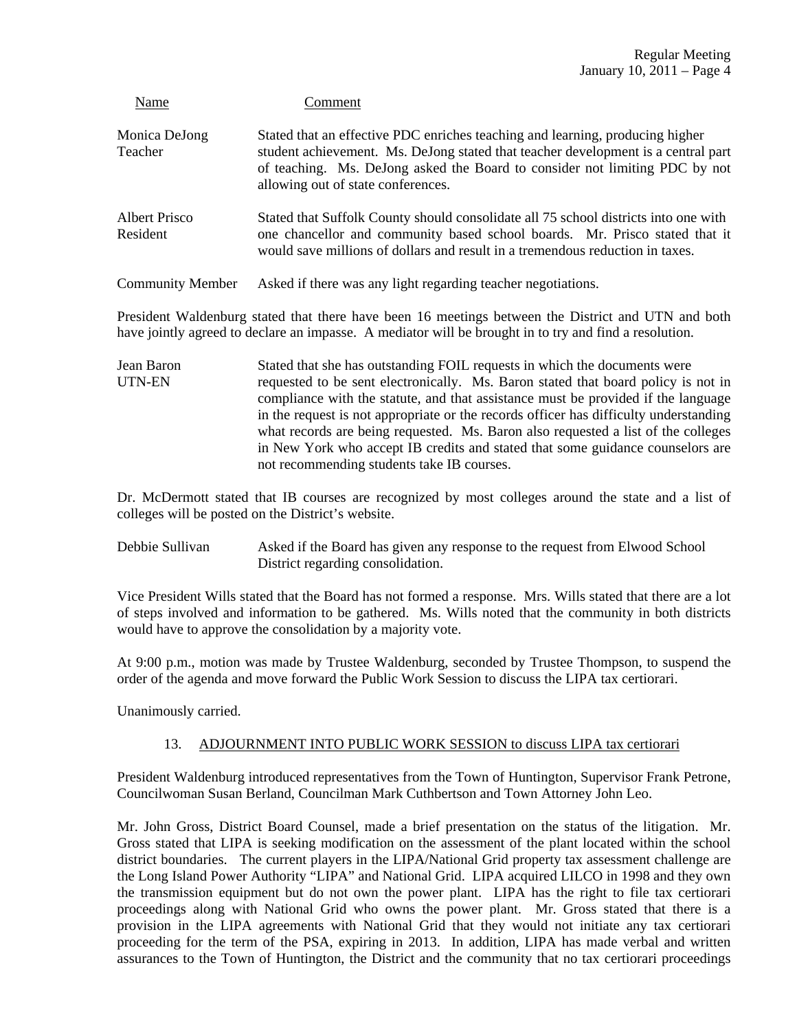| Name | Comment |
|---|---|
| Monica DeJong<br>Teacher | Stated that an effective PDC enriches teaching and learning, producing higher student achievement. Ms. DeJong stated that teacher development is a central part of teaching. Ms. DeJong asked the Board to consider not limiting PDC by not allowing out of state conferences. |
| Albert Prisco<br>Resident | Stated that Suffolk County should consolidate all 75 school districts into one with one chancellor and community based school boards. Mr. Prisco stated that it would save millions of dollars and result in a tremendous reduction in taxes. |
| Community Member | Asked if there was any light regarding teacher negotiations. |

President Waldenburg stated that there have been 16 meetings between the District and UTN and both have jointly agreed to declare an impasse. A mediator will be brought in to try and find a resolution.

| | |
|---|---|
| Jean Baron<br>UTN-EN | Stated that she has outstanding FOIL requests in which the documents were requested to be sent electronically. Ms. Baron stated that board policy is not in compliance with the statute, and that assistance must be provided if the language in the request is not appropriate or the records officer has difficulty understanding what records are being requested. Ms. Baron also requested a list of the colleges in New York who accept IB credits and stated that some guidance counselors are not recommending students take IB courses. |

Dr. McDermott stated that IB courses are recognized by most colleges around the state and a list of colleges will be posted on the District's website.

| | |
|---|---|
| Debbie Sullivan | Asked if the Board has given any response to the request from Elwood School District regarding consolidation. |

Vice President Wills stated that the Board has not formed a response. Mrs. Wills stated that there are a lot of steps involved and information to be gathered. Ms. Wills noted that the community in both districts would have to approve the consolidation by a majority vote.

At 9:00 p.m., motion was made by Trustee Waldenburg, seconded by Trustee Thompson, to suspend the order of the agenda and move forward the Public Work Session to discuss the LIPA tax certiorari.

Unanimously carried.

13. ADJOURNMENT INTO PUBLIC WORK SESSION to discuss LIPA tax certiorari

President Waldenburg introduced representatives from the Town of Huntington, Supervisor Frank Petrone, Councilwoman Susan Berland, Councilman Mark Cuthbertson and Town Attorney John Leo.

Mr. John Gross, District Board Counsel, made a brief presentation on the status of the litigation. Mr. Gross stated that LIPA is seeking modification on the assessment of the plant located within the school district boundaries. The current players in the LIPA/National Grid property tax assessment challenge are the Long Island Power Authority "LIPA" and National Grid. LIPA acquired LILCO in 1998 and they own the transmission equipment but do not own the power plant. LIPA has the right to file tax certiorari proceedings along with National Grid who owns the power plant. Mr. Gross stated that there is a provision in the LIPA agreements with National Grid that they would not initiate any tax certiorari proceeding for the term of the PSA, expiring in 2013. In addition, LIPA has made verbal and written assurances to the Town of Huntington, the District and the community that no tax certiorari proceedings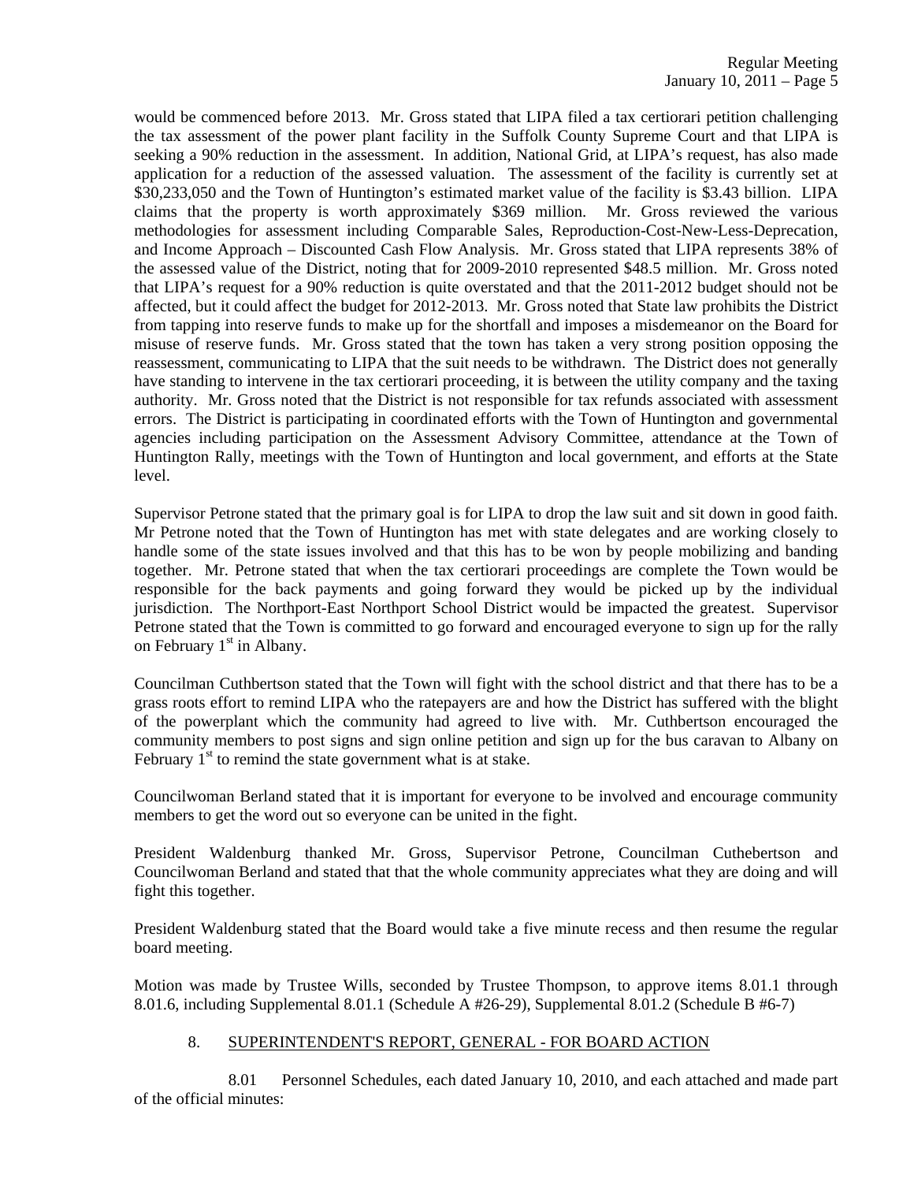would be commenced before 2013. Mr. Gross stated that LIPA filed a tax certiorari petition challenging the tax assessment of the power plant facility in the Suffolk County Supreme Court and that LIPA is seeking a 90% reduction in the assessment. In addition, National Grid, at LIPA's request, has also made application for a reduction of the assessed valuation. The assessment of the facility is currently set at $30,233,050 and the Town of Huntington's estimated market value of the facility is $3.43 billion. LIPA claims that the property is worth approximately $369 million. Mr. Gross reviewed the various methodologies for assessment including Comparable Sales, Reproduction-Cost-New-Less-Deprecation, and Income Approach – Discounted Cash Flow Analysis. Mr. Gross stated that LIPA represents 38% of the assessed value of the District, noting that for 2009-2010 represented $48.5 million. Mr. Gross noted that LIPA's request for a 90% reduction is quite overstated and that the 2011-2012 budget should not be affected, but it could affect the budget for 2012-2013. Mr. Gross noted that State law prohibits the District from tapping into reserve funds to make up for the shortfall and imposes a misdemeanor on the Board for misuse of reserve funds. Mr. Gross stated that the town has taken a very strong position opposing the reassessment, communicating to LIPA that the suit needs to be withdrawn. The District does not generally have standing to intervene in the tax certiorari proceeding, it is between the utility company and the taxing authority. Mr. Gross noted that the District is not responsible for tax refunds associated with assessment errors. The District is participating in coordinated efforts with the Town of Huntington and governmental agencies including participation on the Assessment Advisory Committee, attendance at the Town of Huntington Rally, meetings with the Town of Huntington and local government, and efforts at the State level.

Supervisor Petrone stated that the primary goal is for LIPA to drop the law suit and sit down in good faith. Mr Petrone noted that the Town of Huntington has met with state delegates and are working closely to handle some of the state issues involved and that this has to be won by people mobilizing and banding together. Mr. Petrone stated that when the tax certiorari proceedings are complete the Town would be responsible for the back payments and going forward they would be picked up by the individual jurisdiction. The Northport-East Northport School District would be impacted the greatest. Supervisor Petrone stated that the Town is committed to go forward and encouraged everyone to sign up for the rally on February 1st in Albany.

Councilman Cuthbertson stated that the Town will fight with the school district and that there has to be a grass roots effort to remind LIPA who the ratepayers are and how the District has suffered with the blight of the powerplant which the community had agreed to live with. Mr. Cuthbertson encouraged the community members to post signs and sign online petition and sign up for the bus caravan to Albany on February 1st to remind the state government what is at stake.

Councilwoman Berland stated that it is important for everyone to be involved and encourage community members to get the word out so everyone can be united in the fight.

President Waldenburg thanked Mr. Gross, Supervisor Petrone, Councilman Cuthebertson and Councilwoman Berland and stated that that the whole community appreciates what they are doing and will fight this together.

President Waldenburg stated that the Board would take a five minute recess and then resume the regular board meeting.

Motion was made by Trustee Wills, seconded by Trustee Thompson, to approve items 8.01.1 through 8.01.6, including Supplemental 8.01.1 (Schedule A #26-29), Supplemental 8.01.2 (Schedule B #6-7)

8. SUPERINTENDENT'S REPORT, GENERAL - FOR BOARD ACTION

8.01 Personnel Schedules, each dated January 10, 2010, and each attached and made part of the official minutes: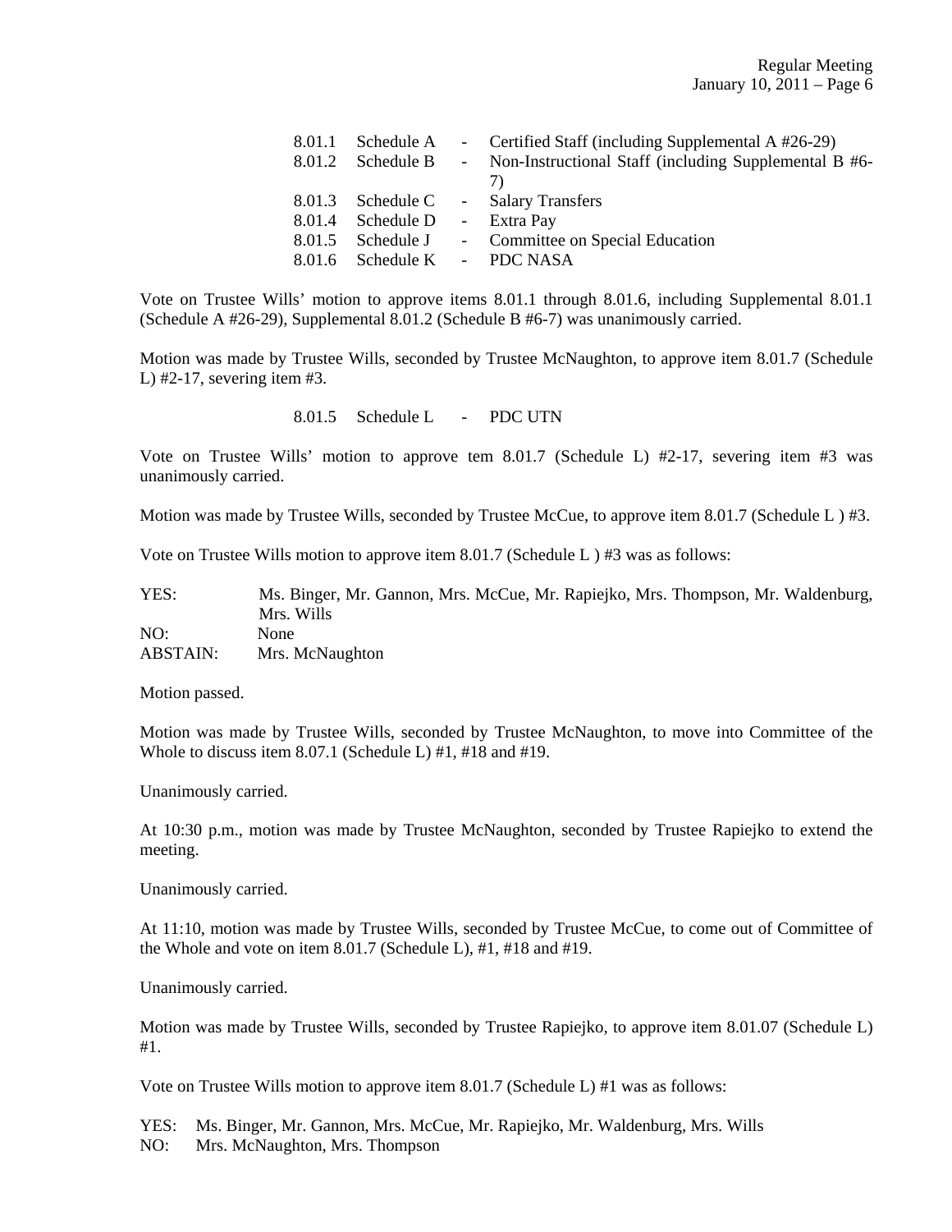| | | | |
|---|---|---|---|
| 8.01.1 | Schedule A | - | Certified Staff (including Supplemental A #26-29) |
| 8.01.2 | Schedule B | - | Non-Instructional Staff (including Supplemental B #6-7) |
| 8.01.3 | Schedule C | - | Salary Transfers |
| 8.01.4 | Schedule D | - | Extra Pay |
| 8.01.5 | Schedule J | - | Committee on Special Education |
| 8.01.6 | Schedule K | - | PDC NASA |

Vote on Trustee Wills' motion to approve items 8.01.1 through 8.01.6, including Supplemental 8.01.1 (Schedule A #26-29), Supplemental 8.01.2 (Schedule B #6-7) was unanimously carried.

Motion was made by Trustee Wills, seconded by Trustee McNaughton, to approve item 8.01.7 (Schedule L) #2-17, severing item #3.

8.01.5 Schedule L - PDC UTN

Vote on Trustee Wills' motion to approve tem 8.01.7 (Schedule L) #2-17, severing item #3 was unanimously carried.

Motion was made by Trustee Wills, seconded by Trustee McCue, to approve item 8.01.7 (Schedule L ) #3.

Vote on Trustee Wills motion to approve item 8.01.7 (Schedule L ) #3 was as follows:

YES: Ms. Binger, Mr. Gannon, Mrs. McCue, Mr. Rapiejko, Mrs. Thompson, Mr. Waldenburg, Mrs. Wills
NO: None
ABSTAIN: Mrs. McNaughton

Motion passed.

Motion was made by Trustee Wills, seconded by Trustee McNaughton, to move into Committee of the Whole to discuss item 8.07.1 (Schedule L) #1, #18 and #19.

Unanimously carried.

At 10:30 p.m., motion was made by Trustee McNaughton, seconded by Trustee Rapiejko to extend the meeting.

Unanimously carried.

At 11:10, motion was made by Trustee Wills, seconded by Trustee McCue, to come out of Committee of the Whole and vote on item 8.01.7 (Schedule L), #1, #18 and #19.

Unanimously carried.

Motion was made by Trustee Wills, seconded by Trustee Rapiejko, to approve item 8.01.07 (Schedule L) #1.

Vote on Trustee Wills motion to approve item 8.01.7 (Schedule L) #1 was as follows:

YES: Ms. Binger, Mr. Gannon, Mrs. McCue, Mr. Rapiejko, Mr. Waldenburg, Mrs. Wills
NO: Mrs. McNaughton, Mrs. Thompson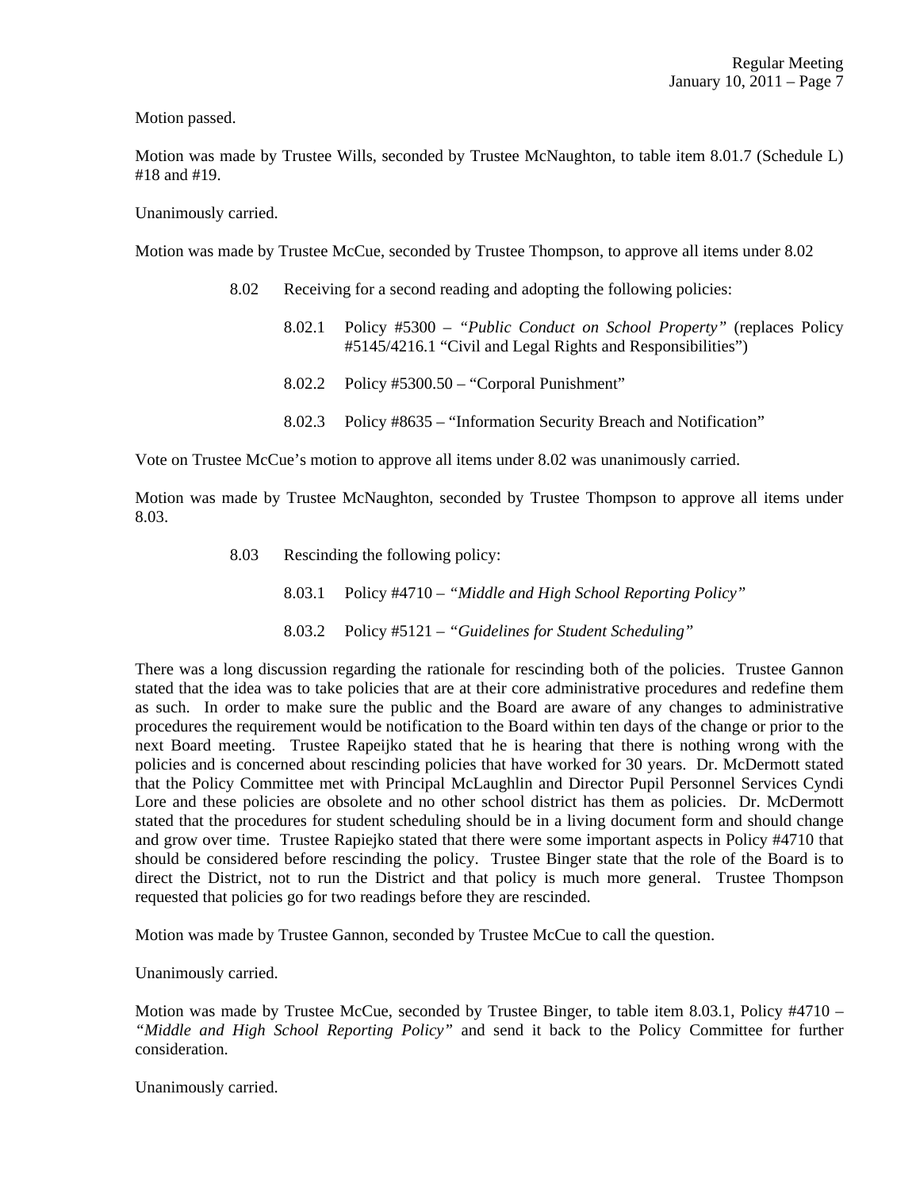Motion passed.

Motion was made by Trustee Wills, seconded by Trustee McNaughton, to table item 8.01.7 (Schedule L) #18 and #19.

Unanimously carried.

Motion was made by Trustee McCue, seconded by Trustee Thompson, to approve all items under 8.02

8.02 Receiving for a second reading and adopting the following policies:

8.02.1 Policy #5300 – *"Public Conduct on School Property"* (replaces Policy #5145/4216.1 "Civil and Legal Rights and Responsibilities")

8.02.2 Policy #5300.50 – "Corporal Punishment"

8.02.3 Policy #8635 – "Information Security Breach and Notification"

Vote on Trustee McCue's motion to approve all items under 8.02 was unanimously carried.

Motion was made by Trustee McNaughton, seconded by Trustee Thompson to approve all items under 8.03.

8.03 Rescinding the following policy:

8.03.1 Policy #4710 – *"Middle and High School Reporting Policy"*

8.03.2 Policy #5121 – *"Guidelines for Student Scheduling"*

There was a long discussion regarding the rationale for rescinding both of the policies. Trustee Gannon stated that the idea was to take policies that are at their core administrative procedures and redefine them as such. In order to make sure the public and the Board are aware of any changes to administrative procedures the requirement would be notification to the Board within ten days of the change or prior to the next Board meeting. Trustee Rapeijko stated that he is hearing that there is nothing wrong with the policies and is concerned about rescinding policies that have worked for 30 years. Dr. McDermott stated that the Policy Committee met with Principal McLaughlin and Director Pupil Personnel Services Cyndi Lore and these policies are obsolete and no other school district has them as policies. Dr. McDermott stated that the procedures for student scheduling should be in a living document form and should change and grow over time. Trustee Rapiejko stated that there were some important aspects in Policy #4710 that should be considered before rescinding the policy. Trustee Binger state that the role of the Board is to direct the District, not to run the District and that policy is much more general. Trustee Thompson requested that policies go for two readings before they are rescinded.

Motion was made by Trustee Gannon, seconded by Trustee McCue to call the question.

Unanimously carried.

Motion was made by Trustee McCue, seconded by Trustee Binger, to table item 8.03.1, Policy #4710 – *"Middle and High School Reporting Policy"* and send it back to the Policy Committee for further consideration.

Unanimously carried.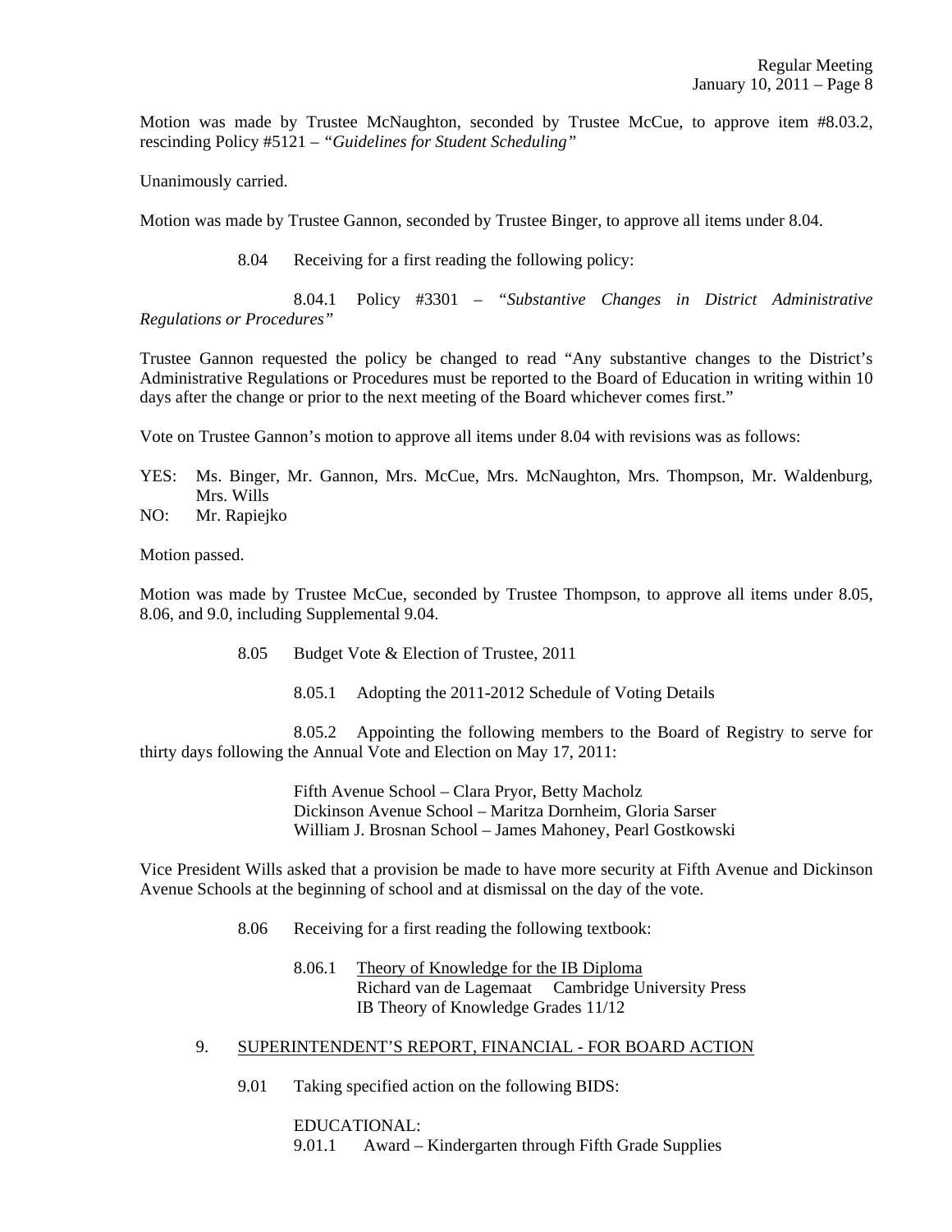Motion was made by Trustee McNaughton, seconded by Trustee McCue, to approve item #8.03.2, rescinding Policy #5121 – *"Guidelines for Student Scheduling"*

Unanimously carried.

Motion was made by Trustee Gannon, seconded by Trustee Binger, to approve all items under 8.04.

8.04 Receiving for a first reading the following policy:

8.04.1 Policy #3301 – *"Substantive Changes in District Administrative Regulations or Procedures"*

Trustee Gannon requested the policy be changed to read "Any substantive changes to the District's Administrative Regulations or Procedures must be reported to the Board of Education in writing within 10 days after the change or prior to the next meeting of the Board whichever comes first."

Vote on Trustee Gannon's motion to approve all items under 8.04 with revisions was as follows:

YES: Ms. Binger, Mr. Gannon, Mrs. McCue, Mrs. McNaughton, Mrs. Thompson, Mr. Waldenburg, Mrs. Wills
NO: Mr. Rapiejko

Motion passed.

Motion was made by Trustee McCue, seconded by Trustee Thompson, to approve all items under 8.05, 8.06, and 9.0, including Supplemental 9.04.

8.05 Budget Vote & Election of Trustee, 2011

8.05.1 Adopting the 2011-2012 Schedule of Voting Details

8.05.2 Appointing the following members to the Board of Registry to serve for thirty days following the Annual Vote and Election on May 17, 2011:

Fifth Avenue School – Clara Pryor, Betty Macholz
Dickinson Avenue School – Maritza Dornheim, Gloria Sarser
William J. Brosnan School – James Mahoney, Pearl Gostkowski

Vice President Wills asked that a provision be made to have more security at Fifth Avenue and Dickinson Avenue Schools at the beginning of school and at dismissal on the day of the vote.

8.06 Receiving for a first reading the following textbook:

8.06.1 Theory of Knowledge for the IB Diploma
Richard van de Lagemaat Cambridge University Press
IB Theory of Knowledge Grades 11/12

## 9. SUPERINTENDENT'S REPORT, FINANCIAL - FOR BOARD ACTION

9.01 Taking specified action on the following BIDS:

EDUCATIONAL:
9.01.1 Award – Kindergarten through Fifth Grade Supplies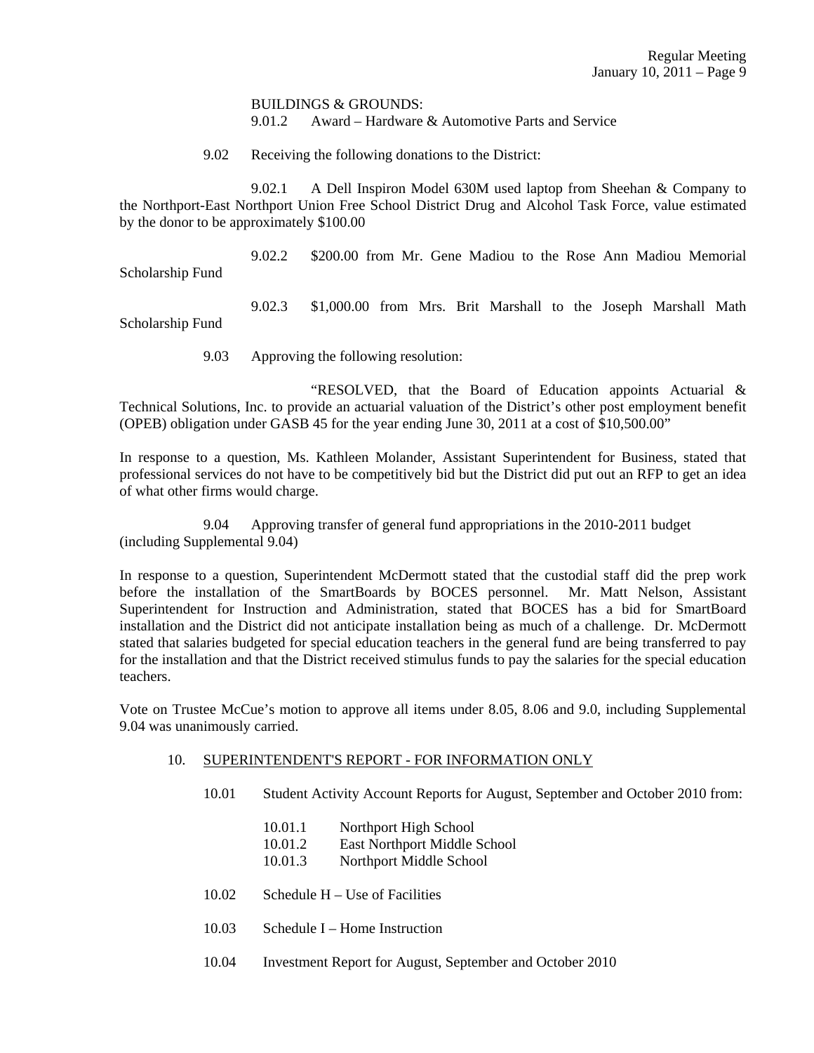BUILDINGS & GROUNDS:
9.01.2 Award – Hardware & Automotive Parts and Service

9.02 Receiving the following donations to the District:

9.02.1 A Dell Inspiron Model 630M used laptop from Sheehan & Company to the Northport-East Northport Union Free School District Drug and Alcohol Task Force, value estimated by the donor to be approximately $100.00

9.02.2 $200.00 from Mr. Gene Madiou to the Rose Ann Madiou Memorial Scholarship Fund

9.02.3 $1,000.00 from Mrs. Brit Marshall to the Joseph Marshall Math Scholarship Fund

9.03 Approving the following resolution:

"RESOLVED, that the Board of Education appoints Actuarial & Technical Solutions, Inc. to provide an actuarial valuation of the District's other post employment benefit (OPEB) obligation under GASB 45 for the year ending June 30, 2011 at a cost of $10,500.00"

In response to a question, Ms. Kathleen Molander, Assistant Superintendent for Business, stated that professional services do not have to be competitively bid but the District did put out an RFP to get an idea of what other firms would charge.

9.04 Approving transfer of general fund appropriations in the 2010-2011 budget (including Supplemental 9.04)

In response to a question, Superintendent McDermott stated that the custodial staff did the prep work before the installation of the SmartBoards by BOCES personnel. Mr. Matt Nelson, Assistant Superintendent for Instruction and Administration, stated that BOCES has a bid for SmartBoard installation and the District did not anticipate installation being as much of a challenge. Dr. McDermott stated that salaries budgeted for special education teachers in the general fund are being transferred to pay for the installation and that the District received stimulus funds to pay the salaries for the special education teachers.

Vote on Trustee McCue's motion to approve all items under 8.05, 8.06 and 9.0, including Supplemental 9.04 was unanimously carried.

10. SUPERINTENDENT'S REPORT - FOR INFORMATION ONLY

10.01 Student Activity Account Reports for August, September and October 2010 from:

10.01.1 Northport High School
10.01.2 East Northport Middle School
10.01.3 Northport Middle School

10.02 Schedule H – Use of Facilities

10.03 Schedule I – Home Instruction

10.04 Investment Report for August, September and October 2010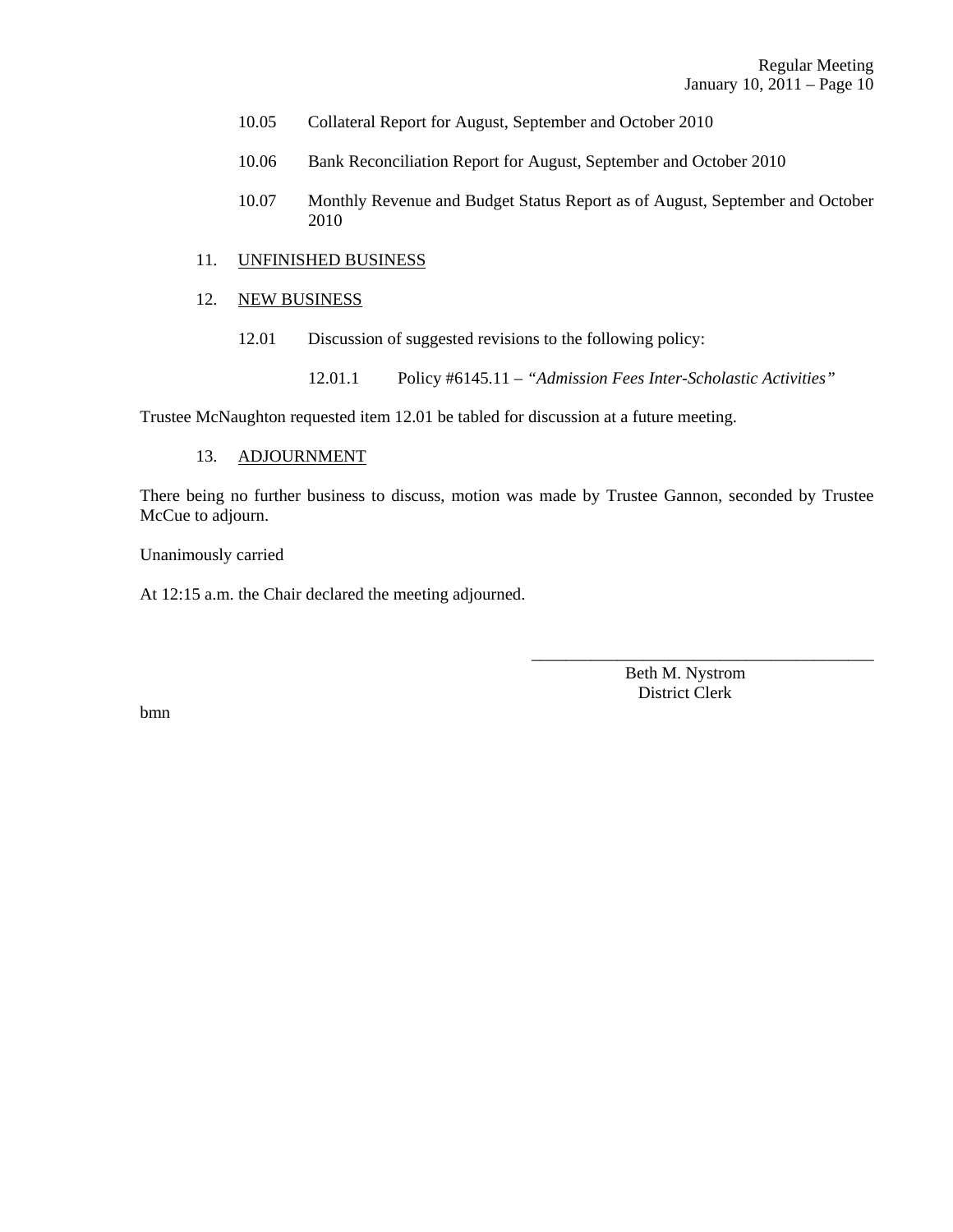10.05 Collateral Report for August, September and October 2010

10.06 Bank Reconciliation Report for August, September and October 2010

10.07 Monthly Revenue and Budget Status Report as of August, September and October 2010

11. <u>UNFINISHED BUSINESS</u>

12. <u>NEW BUSINESS</u>

12.01 Discussion of suggested revisions to the following policy:

12.01.1 Policy #6145.11 – *"Admission Fees Inter-Scholastic Activities"*

Trustee McNaughton requested item 12.01 be tabled for discussion at a future meeting.

13. <u>ADJOURNMENT</u>

There being no further business to discuss, motion was made by Trustee Gannon, seconded by Trustee McCue to adjourn.

Unanimously carried

At 12:15 a.m. the Chair declared the meeting adjourned.

\_\_\_\_\_\_\_\_\_\_\_\_\_\_\_\_\_\_\_\_\_\_\_\_\_\_\_\_\_\_\_\_\_\_\_\_\_\_\_\_

Beth M. Nystrom
District Clerk

bmn